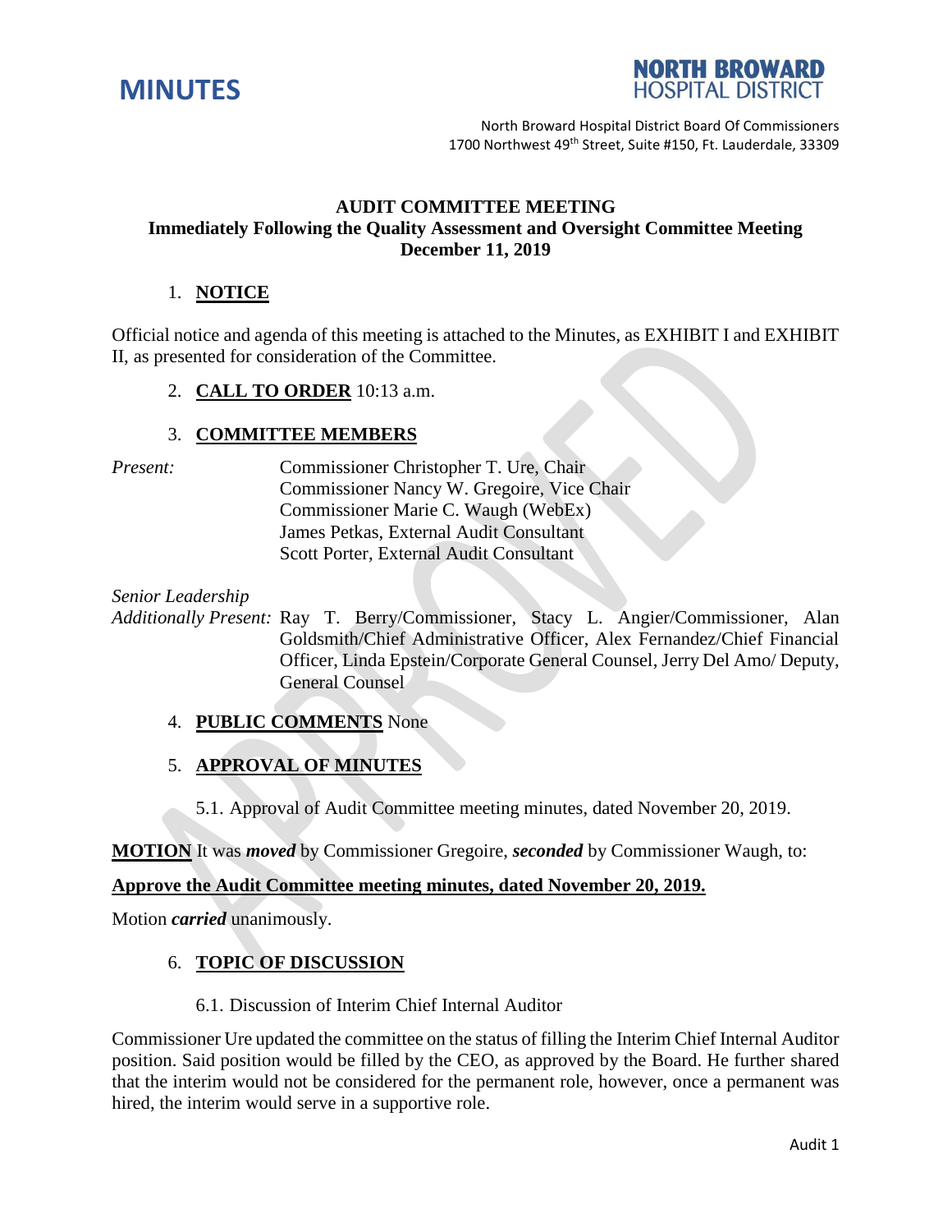# MINUTES

**NORTH BROWARD HOSPITAL DISTRICT**

North Broward Hospital District Board Of Commissioners
1700 Northwest 49th Street, Suite #150, Ft. Lauderdale, 33309

**AUDIT COMMITTEE MEETING**
**Immediately Following the Quality Assessment and Oversight Committee Meeting**
**December 11, 2019**

1. **NOTICE**

Official notice and agenda of this meeting is attached to the Minutes, as EXHIBIT I and EXHIBIT II, as presented for consideration of the Committee.

2. **CALL TO ORDER** 10:13 a.m.

3. **COMMITTEE MEMBERS**

*Present:*
Commissioner Christopher T. Ure, Chair
Commissioner Nancy W. Gregoire, Vice Chair
Commissioner Marie C. Waugh (WebEx)
James Petkas, External Audit Consultant
Scott Porter, External Audit Consultant

*Senior Leadership Additionally Present:* Ray T. Berry/Commissioner, Stacy L. Angier/Commissioner, Alan Goldsmith/Chief Administrative Officer, Alex Fernandez/Chief Financial Officer, Linda Epstein/Corporate General Counsel, Jerry Del Amo/ Deputy, General Counsel

4. **PUBLIC COMMENTS** None

5. **APPROVAL OF MINUTES**

5.1. Approval of Audit Committee meeting minutes, dated November 20, 2019.

**MOTION** It was ***moved*** by Commissioner Gregoire, ***seconded*** by Commissioner Waugh, to:

**Approve the Audit Committee meeting minutes, dated November 20, 2019.**

Motion ***carried*** unanimously.

6. **TOPIC OF DISCUSSION**

6.1. Discussion of Interim Chief Internal Auditor

Commissioner Ure updated the committee on the status of filling the Interim Chief Internal Auditor position. Said position would be filled by the CEO, as approved by the Board. He further shared that the interim would not be considered for the permanent role, however, once a permanent was hired, the interim would serve in a supportive role.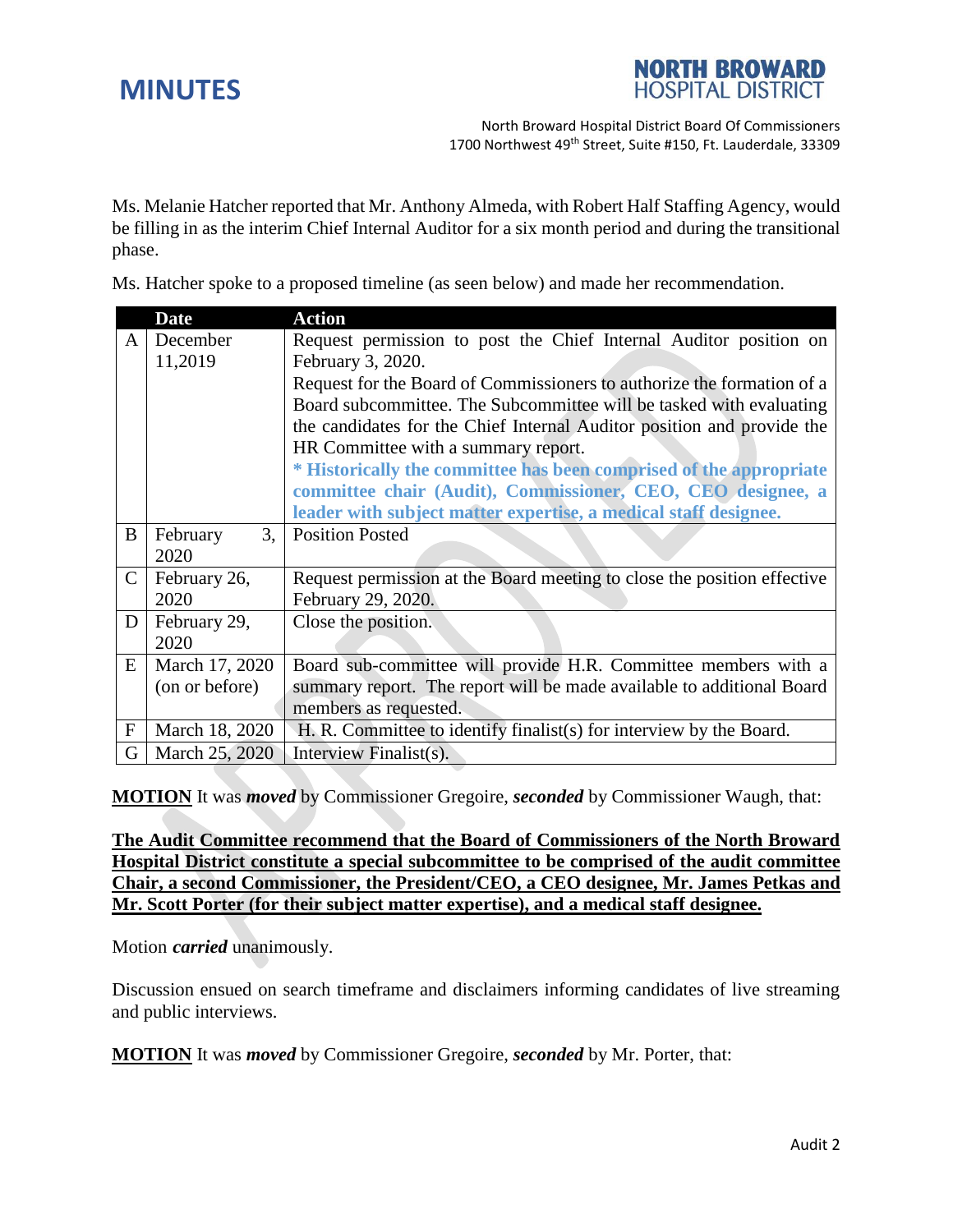Ms. Melanie Hatcher reported that Mr. Anthony Almeda, with Robert Half Staffing Agency, would be filling in as the interim Chief Internal Auditor for a six month period and during the transitional phase.

Ms. Hatcher spoke to a proposed timeline (as seen below) and made her recommendation.

| | Date | Action |
|---|---|---|
| A | December 11,2019 | Request permission to post the Chief Internal Auditor position on February 3, 2020. Request for the Board of Commissioners to authorize the formation of a Board subcommittee. The Subcommittee will be tasked with evaluating the candidates for the Chief Internal Auditor position and provide the HR Committee with a summary report. **\* Historically the committee has been comprised of the appropriate committee chair (Audit), Commissioner, CEO, CEO designee, a leader with subject matter expertise, a medical staff designee.** |
| B | February 3, 2020 | Position Posted |
| C | February 26, 2020 | Request permission at the Board meeting to close the position effective February 29, 2020. |
| D | February 29, 2020 | Close the position. |
| E | March 17, 2020 (on or before) | Board sub-committee will provide H.R. Committee members with a summary report. The report will be made available to additional Board members as requested. |
| F | March 18, 2020 | H. R. Committee to identify finalist(s) for interview by the Board. |
| G | March 25, 2020 | Interview Finalist(s). |

**MOTION** It was ***moved*** by Commissioner Gregoire, ***seconded*** by Commissioner Waugh, that:

**The Audit Committee recommend that the Board of Commissioners of the North Broward Hospital District constitute a special subcommittee to be comprised of the audit committee Chair, a second Commissioner, the President/CEO, a CEO designee, Mr. James Petkas and Mr. Scott Porter (for their subject matter expertise), and a medical staff designee.**

Motion ***carried*** unanimously.

Discussion ensued on search timeframe and disclaimers informing candidates of live streaming and public interviews.

**MOTION** It was ***moved*** by Commissioner Gregoire, ***seconded*** by Mr. Porter, that: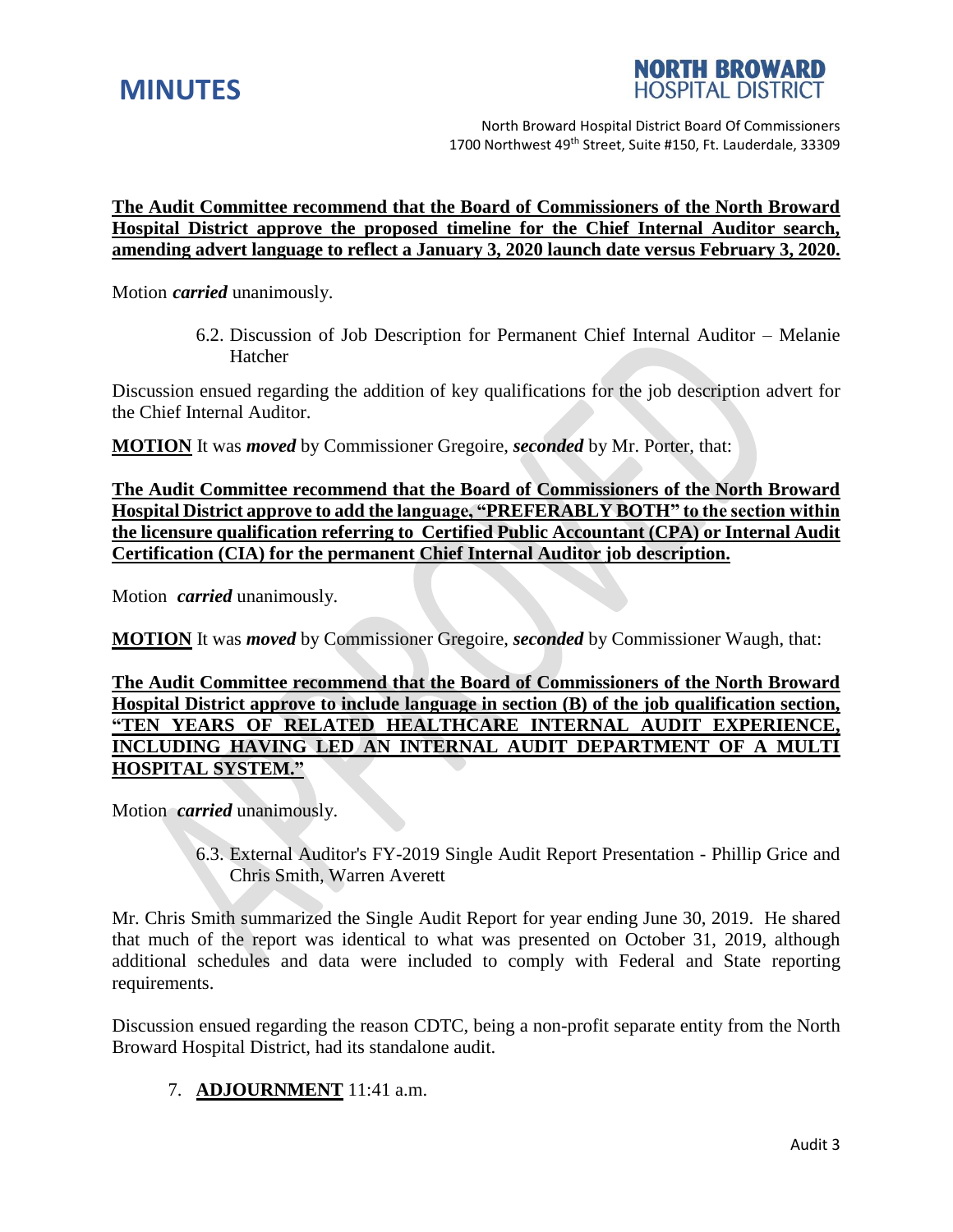**The Audit Committee recommend that the Board of Commissioners of the North Broward Hospital District approve the proposed timeline for the Chief Internal Auditor search, amending advert language to reflect a January 3, 2020 launch date versus February 3, 2020.**

Motion ***carried*** unanimously.

6.2. Discussion of Job Description for Permanent Chief Internal Auditor – Melanie Hatcher

Discussion ensued regarding the addition of key qualifications for the job description advert for the Chief Internal Auditor.

**MOTION** It was ***moved*** by Commissioner Gregoire, ***seconded*** by Mr. Porter, that:

**The Audit Committee recommend that the Board of Commissioners of the North Broward Hospital District approve to add the language, "PREFERABLY BOTH" to the section within the licensure qualification referring to Certified Public Accountant (CPA) or Internal Audit Certification (CIA) for the permanent Chief Internal Auditor job description.**

Motion ***carried*** unanimously.

**MOTION** It was ***moved*** by Commissioner Gregoire, ***seconded*** by Commissioner Waugh, that:

**The Audit Committee recommend that the Board of Commissioners of the North Broward Hospital District approve to include language in section (B) of the job qualification section, "TEN YEARS OF RELATED HEALTHCARE INTERNAL AUDIT EXPERIENCE, INCLUDING HAVING LED AN INTERNAL AUDIT DEPARTMENT OF A MULTI HOSPITAL SYSTEM."**

Motion ***carried*** unanimously.

6.3. External Auditor's FY-2019 Single Audit Report Presentation - Phillip Grice and Chris Smith, Warren Averett

Mr. Chris Smith summarized the Single Audit Report for year ending June 30, 2019. He shared that much of the report was identical to what was presented on October 31, 2019, although additional schedules and data were included to comply with Federal and State reporting requirements.

Discussion ensued regarding the reason CDTC, being a non-profit separate entity from the North Broward Hospital District, had its standalone audit.

7. **ADJOURNMENT** 11:41 a.m.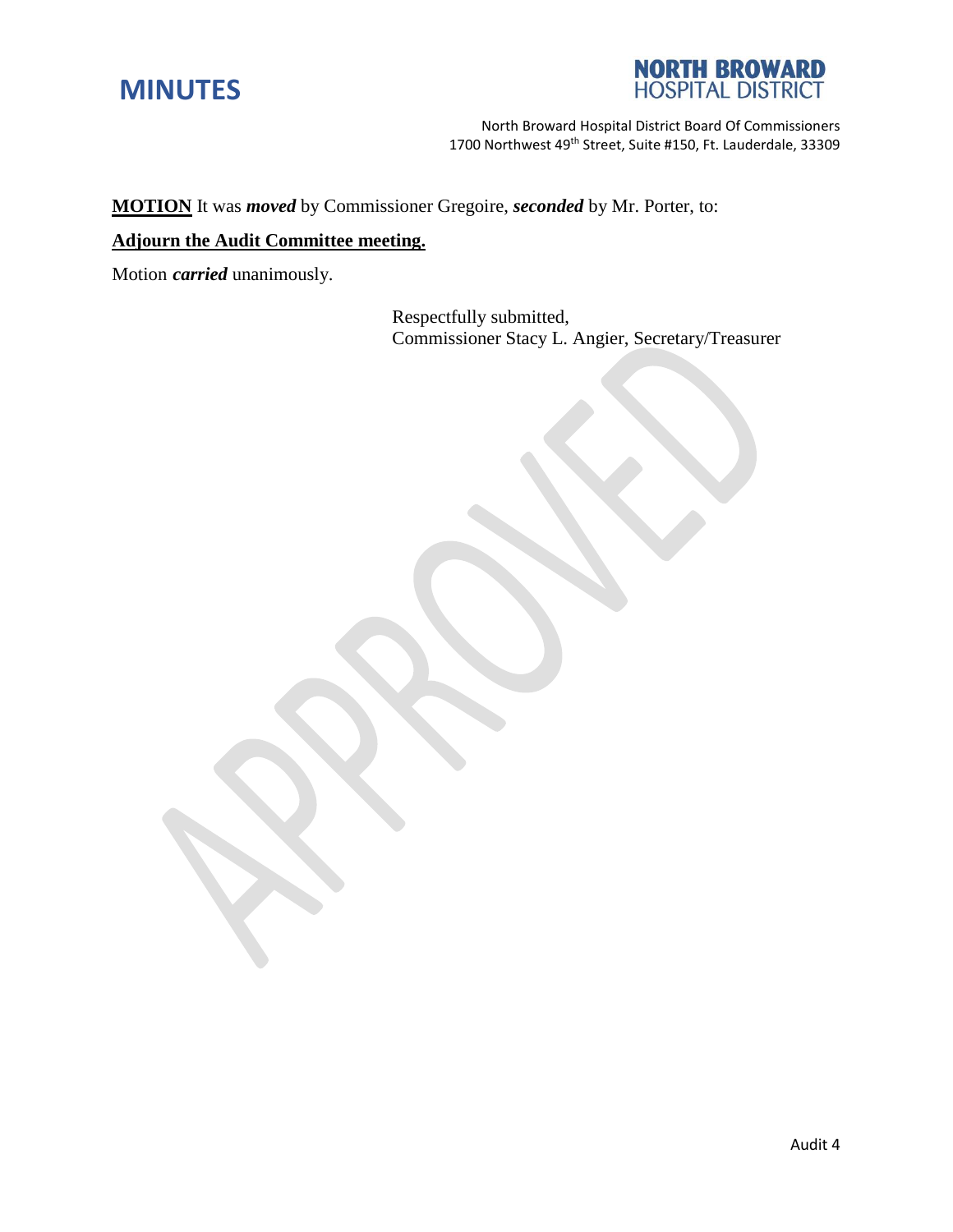**MOTION** It was ***moved*** by Commissioner Gregoire, ***seconded*** by Mr. Porter, to:

**Adjourn the Audit Committee meeting.**

Motion ***carried*** unanimously.

Respectfully submitted,
Commissioner Stacy L. Angier, Secretary/Treasurer